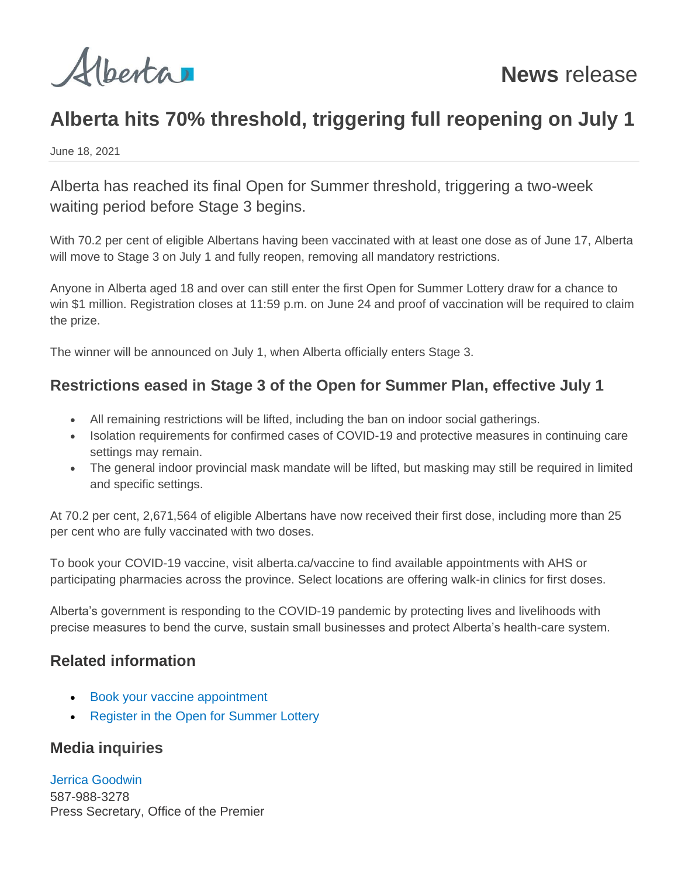Alberta

**News** release

# Alberta hits 70% threshold, triggering full reopening on July 1

June 18, 2021

Alberta has reached its final Open for Summer threshold, triggering a two-week waiting period before Stage 3 begins.

With 70.2 per cent of eligible Albertans having been vaccinated with at least one dose as of June 17, Alberta will move to Stage 3 on July 1 and fully reopen, removing all mandatory restrictions.

Anyone in Alberta aged 18 and over can still enter the first Open for Summer Lottery draw for a chance to win $1 million. Registration closes at 11:59 p.m. on June 24 and proof of vaccination will be required to claim the prize.

The winner will be announced on July 1, when Alberta officially enters Stage 3.

## Restrictions eased in Stage 3 of the Open for Summer Plan, effective July 1

- All remaining restrictions will be lifted, including the ban on indoor social gatherings.
- Isolation requirements for confirmed cases of COVID-19 and protective measures in continuing care settings may remain.
- The general indoor provincial mask mandate will be lifted, but masking may still be required in limited and specific settings.

At 70.2 per cent, 2,671,564 of eligible Albertans have now received their first dose, including more than 25 per cent who are fully vaccinated with two doses.

To book your COVID-19 vaccine, visit alberta.ca/vaccine to find available appointments with AHS or participating pharmacies across the province. Select locations are offering walk-in clinics for first doses.

Alberta's government is responding to the COVID-19 pandemic by protecting lives and livelihoods with precise measures to bend the curve, sustain small businesses and protect Alberta's health-care system.

## Related information

- Book your vaccine appointment
- Register in the Open for Summer Lottery

## Media inquiries

Jerrica Goodwin
587-988-3278
Press Secretary, Office of the Premier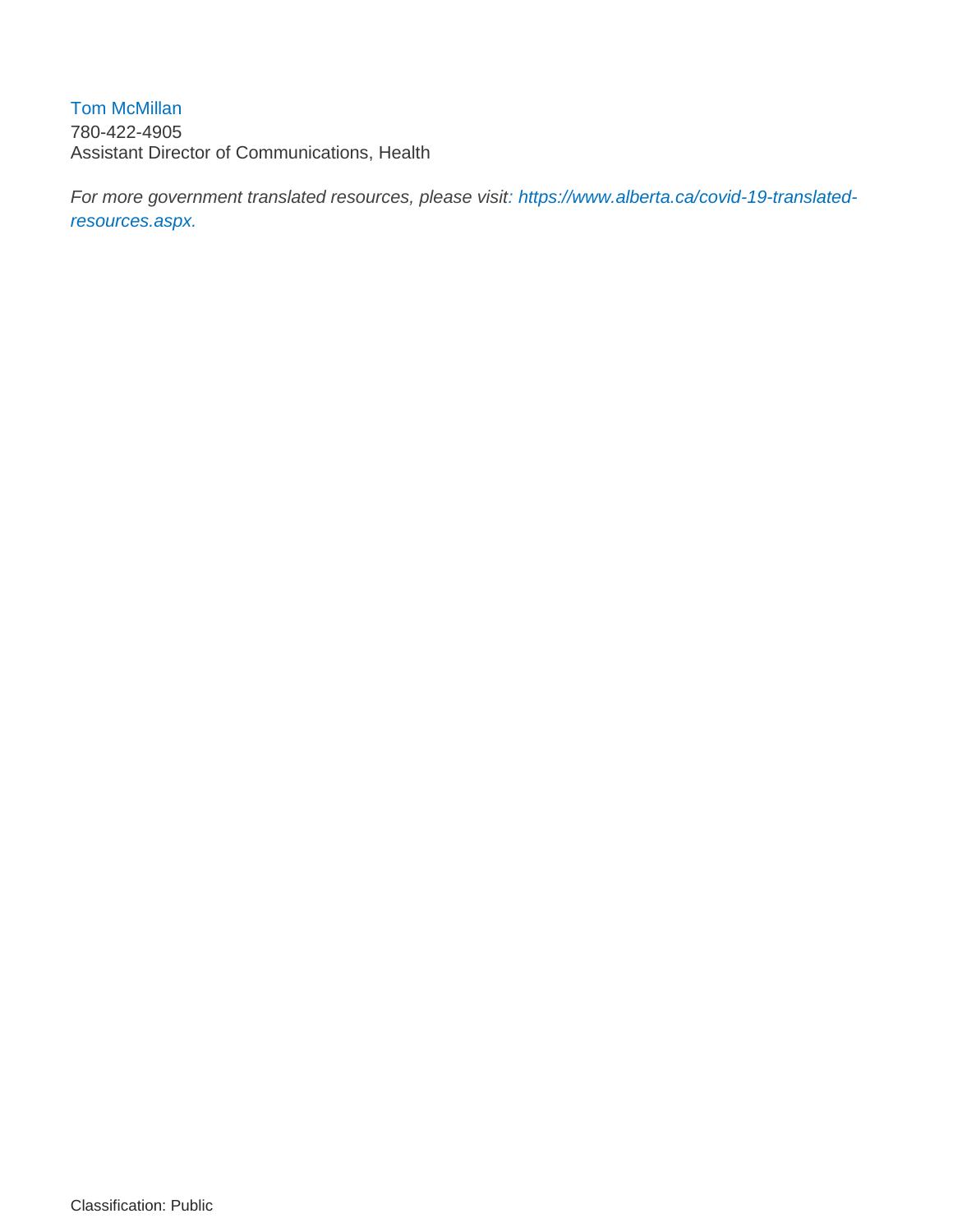Tom McMillan
780-422-4905
Assistant Director of Communications, Health

*For more government translated resources, please visit: https://www.alberta.ca/covid-19-translated-resources.aspx.*

Classification: Public